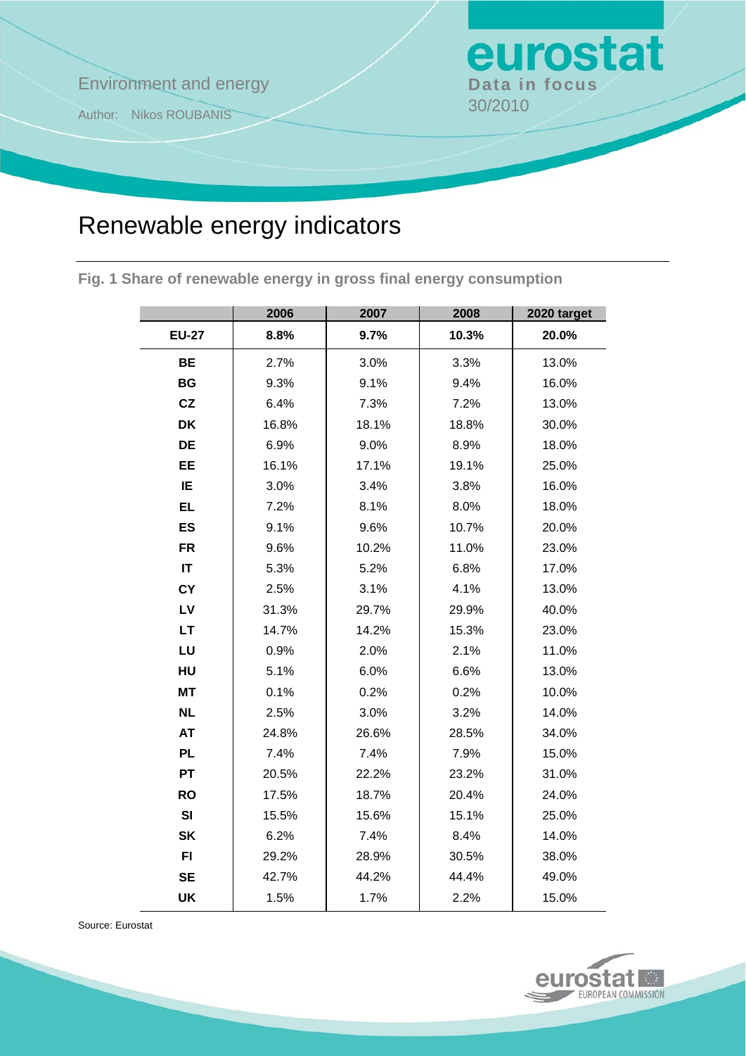Environment and energy

Author: Nikos ROUBANIS

**eurostat**
**Data in focus**
30/2010

# Renewable energy indicators

**Fig. 1 Share of renewable energy in gross final energy consumption**

| | 2006 | 2007 | 2008 | 2020 target |
|---|---|---|---|---|
| **EU-27** | **8.8%** | **9.7%** | **10.3%** | **20.0%** |
| **BE** | 2.7% | 3.0% | 3.3% | 13.0% |
| **BG** | 9.3% | 9.1% | 9.4% | 16.0% |
| **CZ** | 6.4% | 7.3% | 7.2% | 13.0% |
| **DK** | 16.8% | 18.1% | 18.8% | 30.0% |
| **DE** | 6.9% | 9.0% | 8.9% | 18.0% |
| **EE** | 16.1% | 17.1% | 19.1% | 25.0% |
| **IE** | 3.0% | 3.4% | 3.8% | 16.0% |
| **EL** | 7.2% | 8.1% | 8.0% | 18.0% |
| **ES** | 9.1% | 9.6% | 10.7% | 20.0% |
| **FR** | 9.6% | 10.2% | 11.0% | 23.0% |
| **IT** | 5.3% | 5.2% | 6.8% | 17.0% |
| **CY** | 2.5% | 3.1% | 4.1% | 13.0% |
| **LV** | 31.3% | 29.7% | 29.9% | 40.0% |
| **LT** | 14.7% | 14.2% | 15.3% | 23.0% |
| **LU** | 0.9% | 2.0% | 2.1% | 11.0% |
| **HU** | 5.1% | 6.0% | 6.6% | 13.0% |
| **MT** | 0.1% | 0.2% | 0.2% | 10.0% |
| **NL** | 2.5% | 3.0% | 3.2% | 14.0% |
| **AT** | 24.8% | 26.6% | 28.5% | 34.0% |
| **PL** | 7.4% | 7.4% | 7.9% | 15.0% |
| **PT** | 20.5% | 22.2% | 23.2% | 31.0% |
| **RO** | 17.5% | 18.7% | 20.4% | 24.0% |
| **SI** | 15.5% | 15.6% | 15.1% | 25.0% |
| **SK** | 6.2% | 7.4% | 8.4% | 14.0% |
| **FI** | 29.2% | 28.9% | 30.5% | 38.0% |
| **SE** | 42.7% | 44.2% | 44.4% | 49.0% |
| **UK** | 1.5% | 1.7% | 2.2% | 15.0% |

Source: Eurostat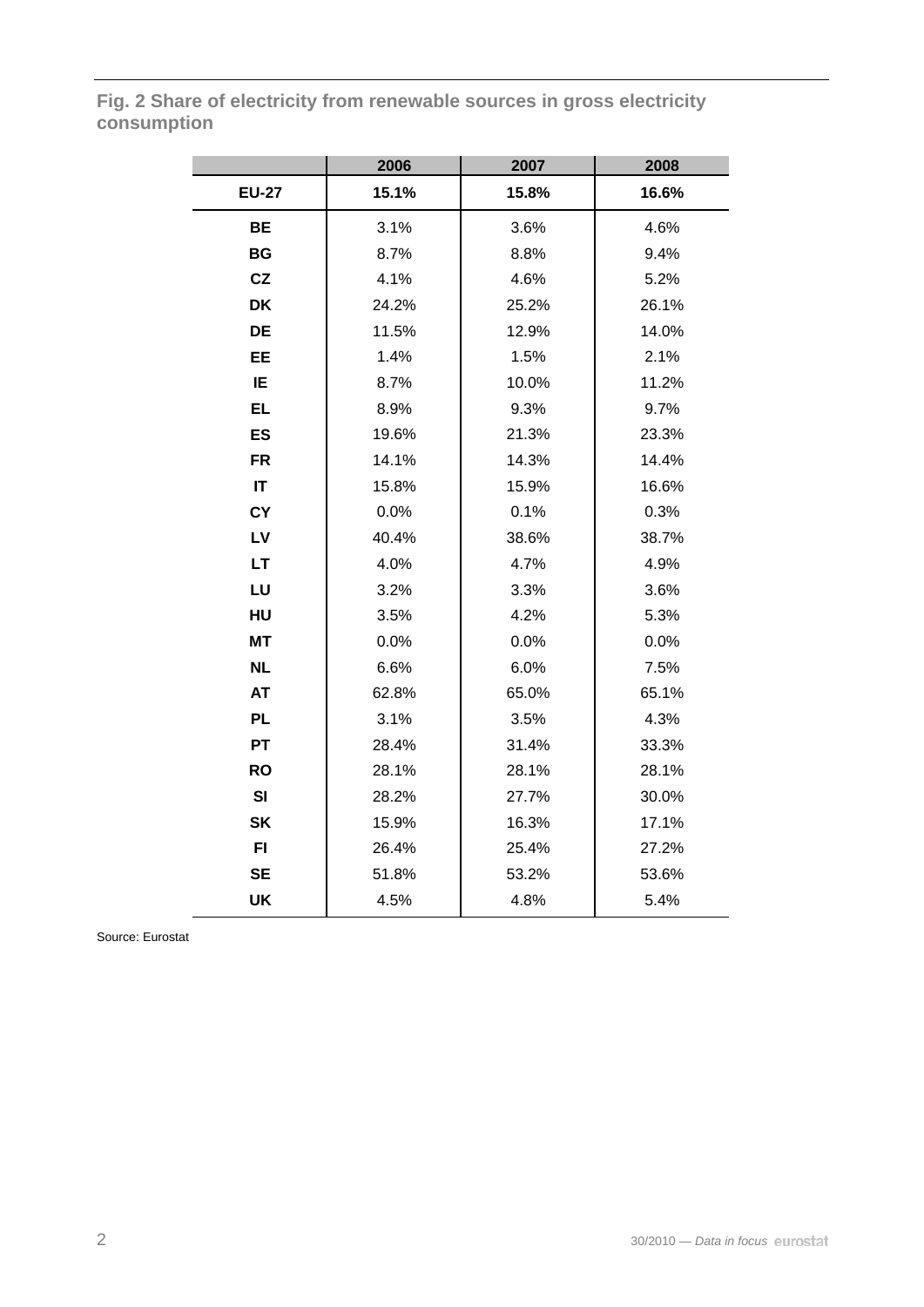**Fig. 2 Share of electricity from renewable sources in gross electricity consumption**

| | 2006 | 2007 | 2008 |
|---|---|---|---|
| **EU-27** | **15.1%** | **15.8%** | **16.6%** |
| **BE** | 3.1% | 3.6% | 4.6% |
| **BG** | 8.7% | 8.8% | 9.4% |
| **CZ** | 4.1% | 4.6% | 5.2% |
| **DK** | 24.2% | 25.2% | 26.1% |
| **DE** | 11.5% | 12.9% | 14.0% |
| **EE** | 1.4% | 1.5% | 2.1% |
| **IE** | 8.7% | 10.0% | 11.2% |
| **EL** | 8.9% | 9.3% | 9.7% |
| **ES** | 19.6% | 21.3% | 23.3% |
| **FR** | 14.1% | 14.3% | 14.4% |
| **IT** | 15.8% | 15.9% | 16.6% |
| **CY** | 0.0% | 0.1% | 0.3% |
| **LV** | 40.4% | 38.6% | 38.7% |
| **LT** | 4.0% | 4.7% | 4.9% |
| **LU** | 3.2% | 3.3% | 3.6% |
| **HU** | 3.5% | 4.2% | 5.3% |
| **MT** | 0.0% | 0.0% | 0.0% |
| **NL** | 6.6% | 6.0% | 7.5% |
| **AT** | 62.8% | 65.0% | 65.1% |
| **PL** | 3.1% | 3.5% | 4.3% |
| **PT** | 28.4% | 31.4% | 33.3% |
| **RO** | 28.1% | 28.1% | 28.1% |
| **SI** | 28.2% | 27.7% | 30.0% |
| **SK** | 15.9% | 16.3% | 17.1% |
| **FI** | 26.4% | 25.4% | 27.2% |
| **SE** | 51.8% | 53.2% | 53.6% |
| **UK** | 4.5% | 4.8% | 5.4% |

Source: Eurostat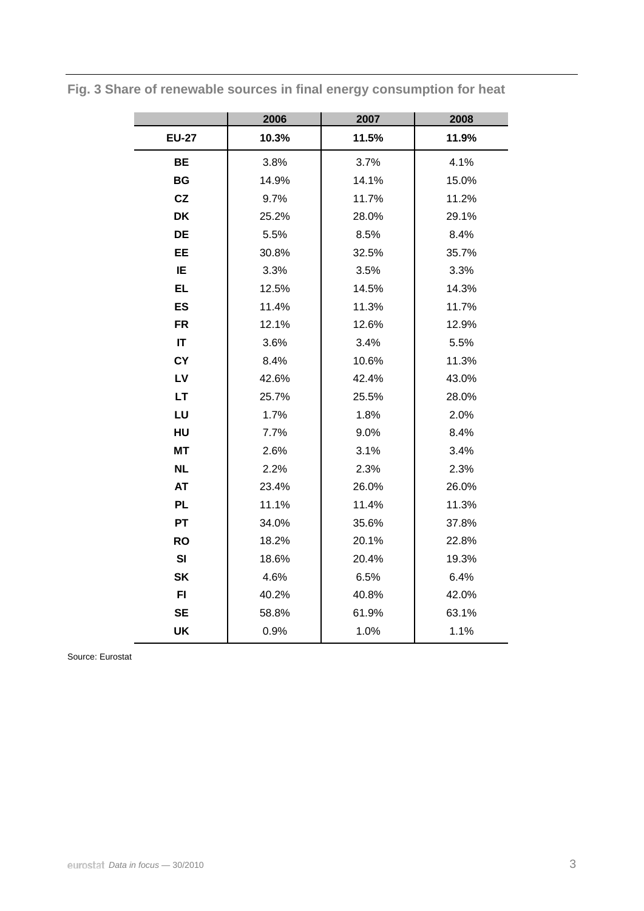## Fig. 3 Share of renewable sources in final energy consumption for heat

| | 2006 | 2007 | 2008 |
|---|---|---|---|
| **EU-27** | **10.3%** | **11.5%** | **11.9%** |
| **BE** | 3.8% | 3.7% | 4.1% |
| **BG** | 14.9% | 14.1% | 15.0% |
| **CZ** | 9.7% | 11.7% | 11.2% |
| **DK** | 25.2% | 28.0% | 29.1% |
| **DE** | 5.5% | 8.5% | 8.4% |
| **EE** | 30.8% | 32.5% | 35.7% |
| **IE** | 3.3% | 3.5% | 3.3% |
| **EL** | 12.5% | 14.5% | 14.3% |
| **ES** | 11.4% | 11.3% | 11.7% |
| **FR** | 12.1% | 12.6% | 12.9% |
| **IT** | 3.6% | 3.4% | 5.5% |
| **CY** | 8.4% | 10.6% | 11.3% |
| **LV** | 42.6% | 42.4% | 43.0% |
| **LT** | 25.7% | 25.5% | 28.0% |
| **LU** | 1.7% | 1.8% | 2.0% |
| **HU** | 7.7% | 9.0% | 8.4% |
| **MT** | 2.6% | 3.1% | 3.4% |
| **NL** | 2.2% | 2.3% | 2.3% |
| **AT** | 23.4% | 26.0% | 26.0% |
| **PL** | 11.1% | 11.4% | 11.3% |
| **PT** | 34.0% | 35.6% | 37.8% |
| **RO** | 18.2% | 20.1% | 22.8% |
| **SI** | 18.6% | 20.4% | 19.3% |
| **SK** | 4.6% | 6.5% | 6.4% |
| **FI** | 40.2% | 40.8% | 42.0% |
| **SE** | 58.8% | 61.9% | 63.1% |
| **UK** | 0.9% | 1.0% | 1.1% |

Source: Eurostat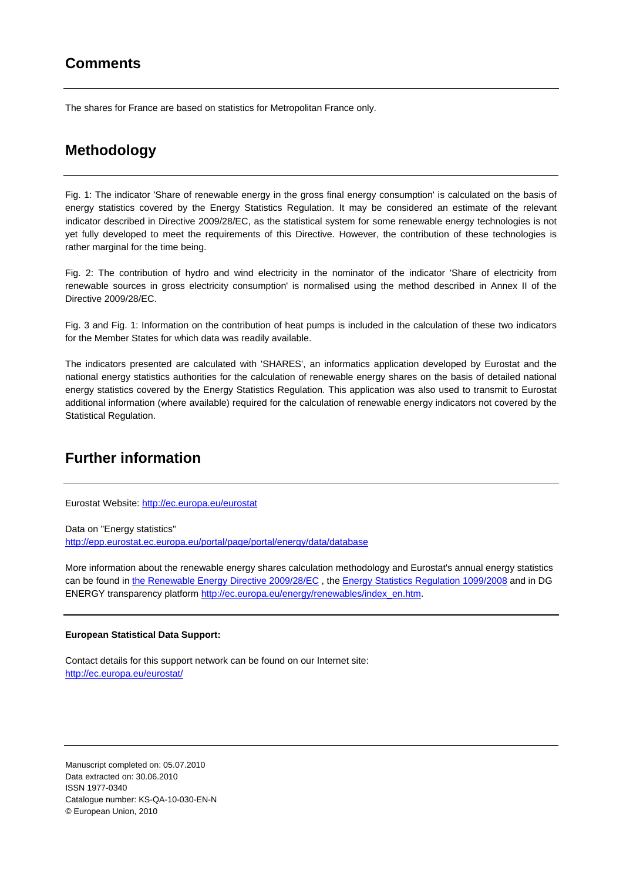## Comments

The shares for France are based on statistics for Metropolitan France only.

## Methodology

Fig. 1: The indicator 'Share of renewable energy in the gross final energy consumption' is calculated on the basis of energy statistics covered by the Energy Statistics Regulation. It may be considered an estimate of the relevant indicator described in Directive 2009/28/EC, as the statistical system for some renewable energy technologies is not yet fully developed to meet the requirements of this Directive. However, the contribution of these technologies is rather marginal for the time being.

Fig. 2: The contribution of hydro and wind electricity in the nominator of the indicator 'Share of electricity from renewable sources in gross electricity consumption' is normalised using the method described in Annex II of the Directive 2009/28/EC.

Fig. 3 and Fig. 1: Information on the contribution of heat pumps is included in the calculation of these two indicators for the Member States for which data was readily available.

The indicators presented are calculated with 'SHARES', an informatics application developed by Eurostat and the national energy statistics authorities for the calculation of renewable energy shares on the basis of detailed national energy statistics covered by the Energy Statistics Regulation. This application was also used to transmit to Eurostat additional information (where available) required for the calculation of renewable energy indicators not covered by the Statistical Regulation.

## Further information

Eurostat Website: http://ec.europa.eu/eurostat

Data on "Energy statistics"
http://epp.eurostat.ec.europa.eu/portal/page/portal/energy/data/database

More information about the renewable energy shares calculation methodology and Eurostat's annual energy statistics can be found in the Renewable Energy Directive 2009/28/EC , the Energy Statistics Regulation 1099/2008 and in DG ENERGY transparency platform http://ec.europa.eu/energy/renewables/index_en.htm.

**European Statistical Data Support:**

Contact details for this support network can be found on our Internet site:
http://ec.europa.eu/eurostat/

Manuscript completed on: 05.07.2010
Data extracted on: 30.06.2010
ISSN 1977-0340
Catalogue number: KS-QA-10-030-EN-N
© European Union, 2010